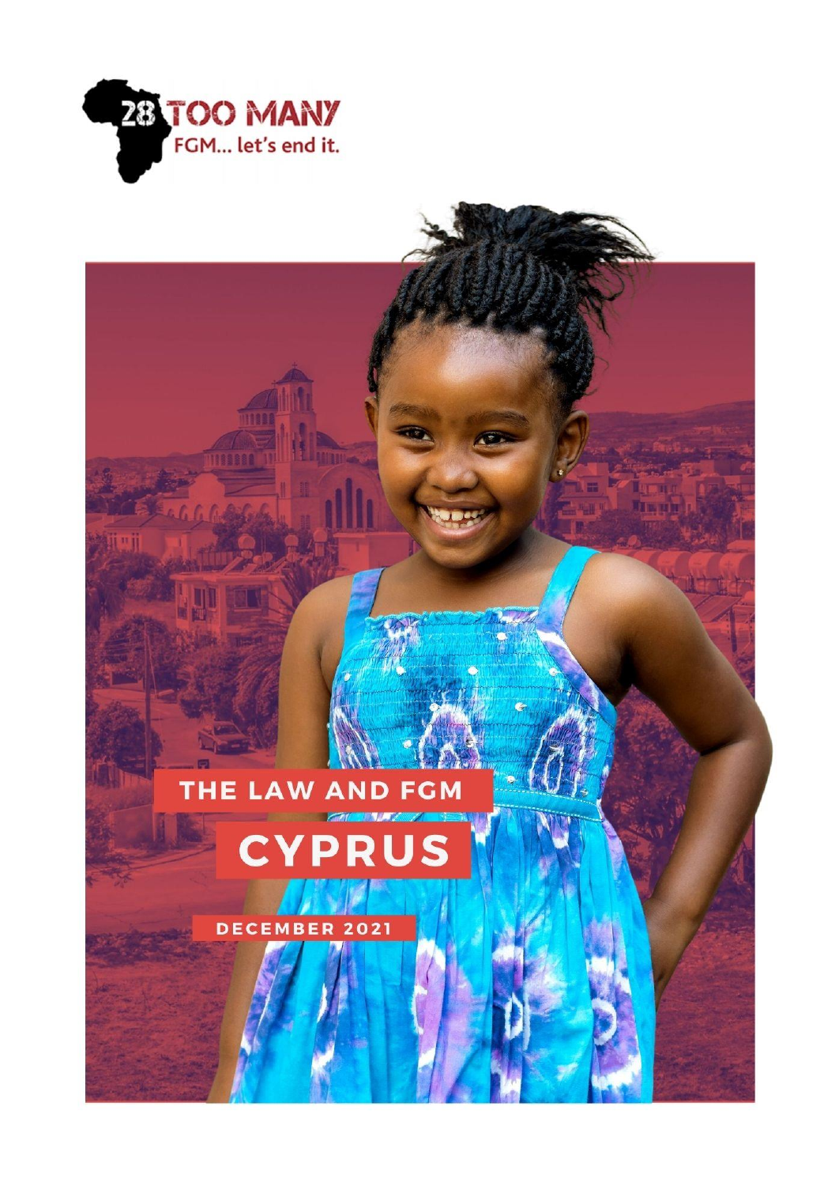28 TOO MANY

FGM... let's end it.

# THE LAW AND FGM

# CYPRUS

DECEMBER 2021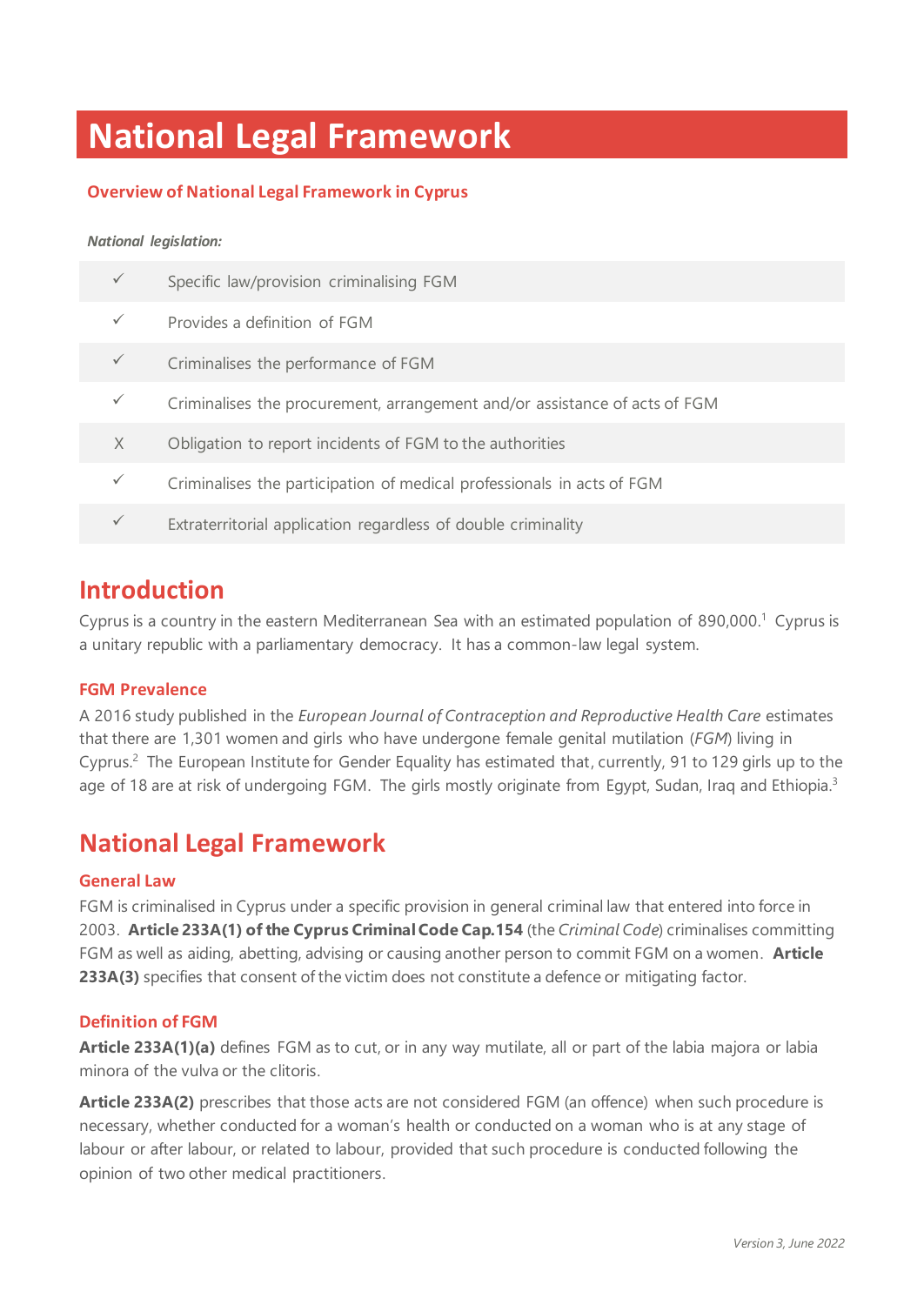# National Legal Framework

## Overview of National Legal Framework in Cyprus

***National legislation:***

| | |
|---|---|
| ✓ | Specific law/provision criminalising FGM |
| ✓ | Provides a definition of FGM |
| ✓ | Criminalises the performance of FGM |
| ✓ | Criminalises the procurement, arrangement and/or assistance of acts of FGM |
| X | Obligation to report incidents of FGM to the authorities |
| ✓ | Criminalises the participation of medical professionals in acts of FGM |
| ✓ | Extraterritorial application regardless of double criminality |

## Introduction

Cyprus is a country in the eastern Mediterranean Sea with an estimated population of 890,000.[1] Cyprus is a unitary republic with a parliamentary democracy. It has a common-law legal system.

### FGM Prevalence

A 2016 study published in the *European Journal of Contraception and Reproductive Health Care* estimates that there are 1,301 women and girls who have undergone female genital mutilation (*FGM*) living in Cyprus.[2] The European Institute for Gender Equality has estimated that, currently, 91 to 129 girls up to the age of 18 are at risk of undergoing FGM. The girls mostly originate from Egypt, Sudan, Iraq and Ethiopia.[3]

## National Legal Framework

### General Law

FGM is criminalised in Cyprus under a specific provision in general criminal law that entered into force in 2003. **Article 233A(1) of the Cyprus Criminal Code Cap.154** (the *Criminal Code*) criminalises committing FGM as well as aiding, abetting, advising or causing another person to commit FGM on a women. **Article 233A(3)** specifies that consent of the victim does not constitute a defence or mitigating factor.

### Definition of FGM

**Article 233A(1)(a)** defines FGM as to cut, or in any way mutilate, all or part of the labia majora or labia minora of the vulva or the clitoris.

**Article 233A(2)** prescribes that those acts are not considered FGM (an offence) when such procedure is necessary, whether conducted for a woman's health or conducted on a woman who is at any stage of labour or after labour, or related to labour, provided that such procedure is conducted following the opinion of two other medical practitioners.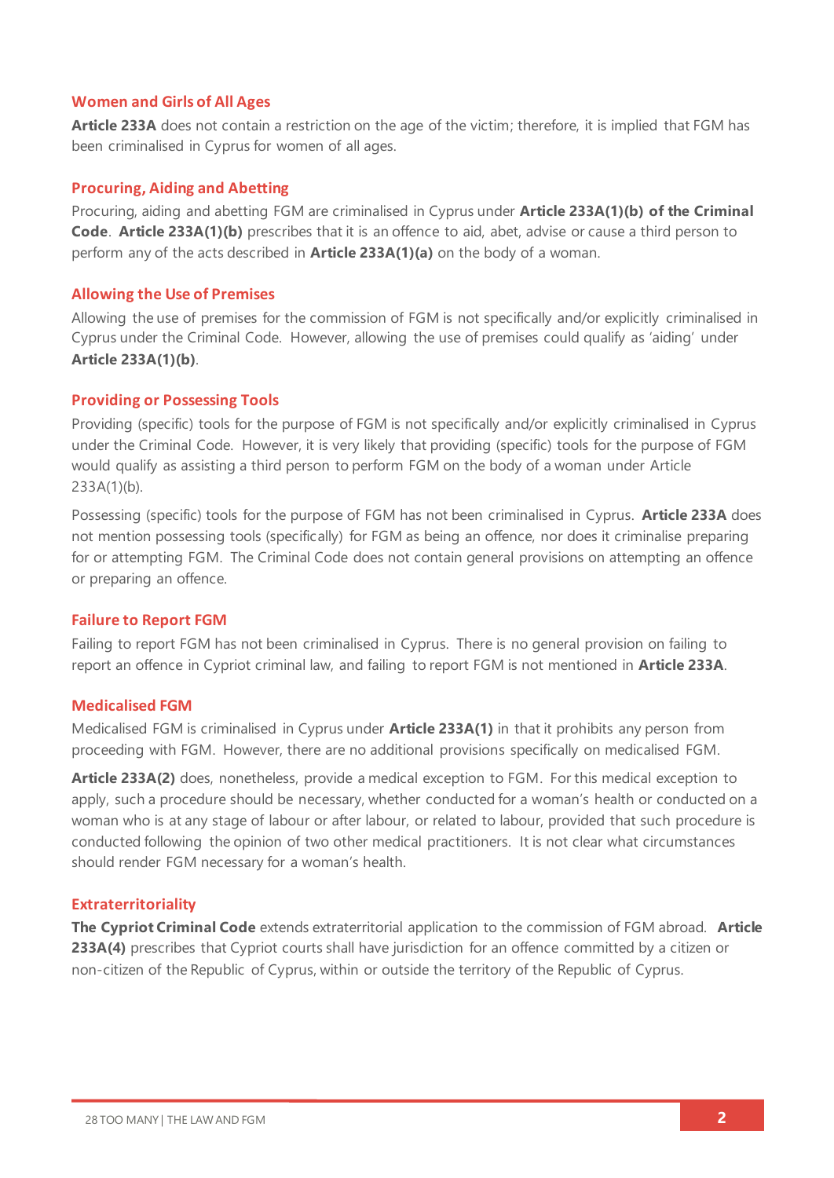### Women and Girls of All Ages

**Article 233A** does not contain a restriction on the age of the victim; therefore, it is implied that FGM has been criminalised in Cyprus for women of all ages.

### Procuring, Aiding and Abetting

Procuring, aiding and abetting FGM are criminalised in Cyprus under **Article 233A(1)(b) of the Criminal Code**. **Article 233A(1)(b)** prescribes that it is an offence to aid, abet, advise or cause a third person to perform any of the acts described in **Article 233A(1)(a)** on the body of a woman.

### Allowing the Use of Premises

Allowing the use of premises for the commission of FGM is not specifically and/or explicitly criminalised in Cyprus under the Criminal Code. However, allowing the use of premises could qualify as 'aiding' under **Article 233A(1)(b)**.

### Providing or Possessing Tools

Providing (specific) tools for the purpose of FGM is not specifically and/or explicitly criminalised in Cyprus under the Criminal Code. However, it is very likely that providing (specific) tools for the purpose of FGM would qualify as assisting a third person to perform FGM on the body of a woman under Article 233A(1)(b).

Possessing (specific) tools for the purpose of FGM has not been criminalised in Cyprus. **Article 233A** does not mention possessing tools (specifically) for FGM as being an offence, nor does it criminalise preparing for or attempting FGM. The Criminal Code does not contain general provisions on attempting an offence or preparing an offence.

### Failure to Report FGM

Failing to report FGM has not been criminalised in Cyprus. There is no general provision on failing to report an offence in Cypriot criminal law, and failing to report FGM is not mentioned in **Article 233A**.

### Medicalised FGM

Medicalised FGM is criminalised in Cyprus under **Article 233A(1)** in that it prohibits any person from proceeding with FGM. However, there are no additional provisions specifically on medicalised FGM.

**Article 233A(2)** does, nonetheless, provide a medical exception to FGM. For this medical exception to apply, such a procedure should be necessary, whether conducted for a woman's health or conducted on a woman who is at any stage of labour or after labour, or related to labour, provided that such procedure is conducted following the opinion of two other medical practitioners. It is not clear what circumstances should render FGM necessary for a woman's health.

### Extraterritoriality

**The Cypriot Criminal Code** extends extraterritorial application to the commission of FGM abroad. **Article 233A(4)** prescribes that Cypriot courts shall have jurisdiction for an offence committed by a citizen or non-citizen of the Republic of Cyprus, within or outside the territory of the Republic of Cyprus.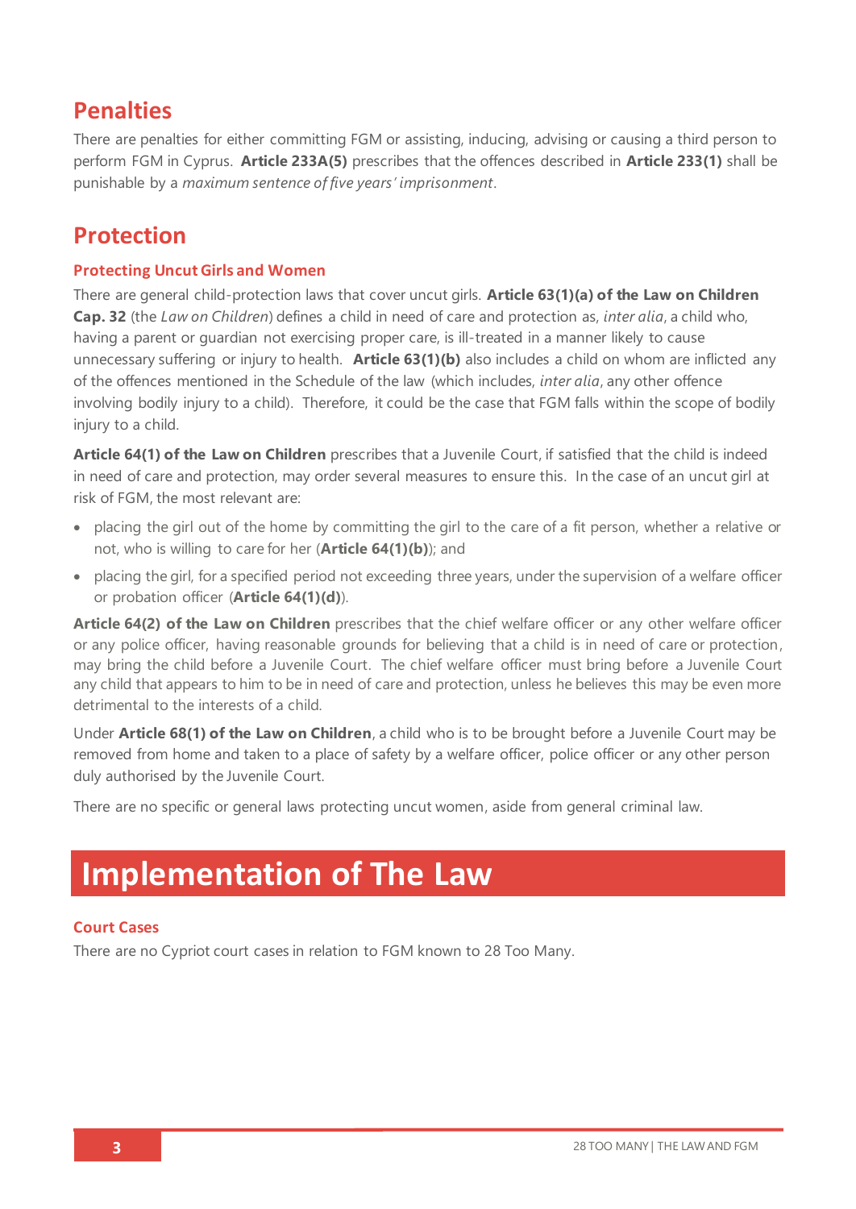## Penalties

There are penalties for either committing FGM or assisting, inducing, advising or causing a third person to perform FGM in Cyprus. **Article 233A(5)** prescribes that the offences described in **Article 233(1)** shall be punishable by a *maximum sentence of five years' imprisonment*.

## Protection

### Protecting Uncut Girls and Women

There are general child-protection laws that cover uncut girls. **Article 63(1)(a) of the Law on Children Cap. 32** (the *Law on Children*) defines a child in need of care and protection as, *inter alia*, a child who, having a parent or guardian not exercising proper care, is ill-treated in a manner likely to cause unnecessary suffering or injury to health. **Article 63(1)(b)** also includes a child on whom are inflicted any of the offences mentioned in the Schedule of the law (which includes, *inter alia*, any other offence involving bodily injury to a child). Therefore, it could be the case that FGM falls within the scope of bodily injury to a child.

**Article 64(1) of the Law on Children** prescribes that a Juvenile Court, if satisfied that the child is indeed in need of care and protection, may order several measures to ensure this. In the case of an uncut girl at risk of FGM, the most relevant are:

- placing the girl out of the home by committing the girl to the care of a fit person, whether a relative or not, who is willing to care for her (**Article 64(1)(b)**); and
- placing the girl, for a specified period not exceeding three years, under the supervision of a welfare officer or probation officer (**Article 64(1)(d)**).

**Article 64(2) of the Law on Children** prescribes that the chief welfare officer or any other welfare officer or any police officer, having reasonable grounds for believing that a child is in need of care or protection, may bring the child before a Juvenile Court. The chief welfare officer must bring before a Juvenile Court any child that appears to him to be in need of care and protection, unless he believes this may be even more detrimental to the interests of a child.

Under **Article 68(1) of the Law on Children**, a child who is to be brought before a Juvenile Court may be removed from home and taken to a place of safety by a welfare officer, police officer or any other person duly authorised by the Juvenile Court.

There are no specific or general laws protecting uncut women, aside from general criminal law.

# Implementation of The Law

### Court Cases

There are no Cypriot court cases in relation to FGM known to 28 Too Many.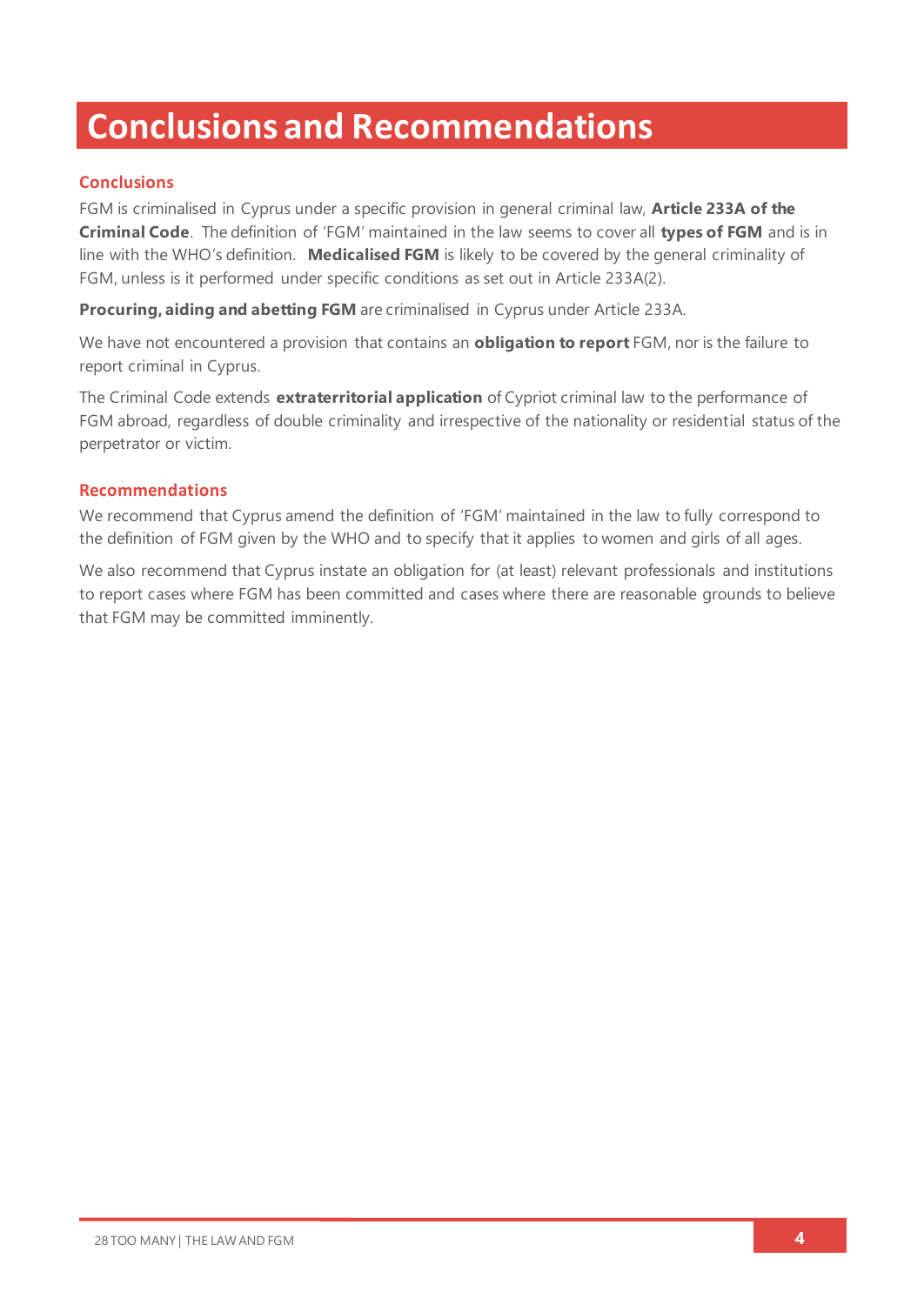# Conclusions and Recommendations

## Conclusions

FGM is criminalised in Cyprus under a specific provision in general criminal law, **Article 233A of the Criminal Code**. The definition of 'FGM' maintained in the law seems to cover all **types of FGM** and is in line with the WHO's definition. **Medicalised FGM** is likely to be covered by the general criminality of FGM, unless is it performed under specific conditions as set out in Article 233A(2).

**Procuring, aiding and abetting FGM** are criminalised in Cyprus under Article 233A.

We have not encountered a provision that contains an **obligation to report** FGM, nor is the failure to report criminal in Cyprus.

The Criminal Code extends **extraterritorial application** of Cypriot criminal law to the performance of FGM abroad, regardless of double criminality and irrespective of the nationality or residential status of the perpetrator or victim.

## Recommendations

We recommend that Cyprus amend the definition of 'FGM' maintained in the law to fully correspond to the definition of FGM given by the WHO and to specify that it applies to women and girls of all ages.

We also recommend that Cyprus instate an obligation for (at least) relevant professionals and institutions to report cases where FGM has been committed and cases where there are reasonable grounds to believe that FGM may be committed imminently.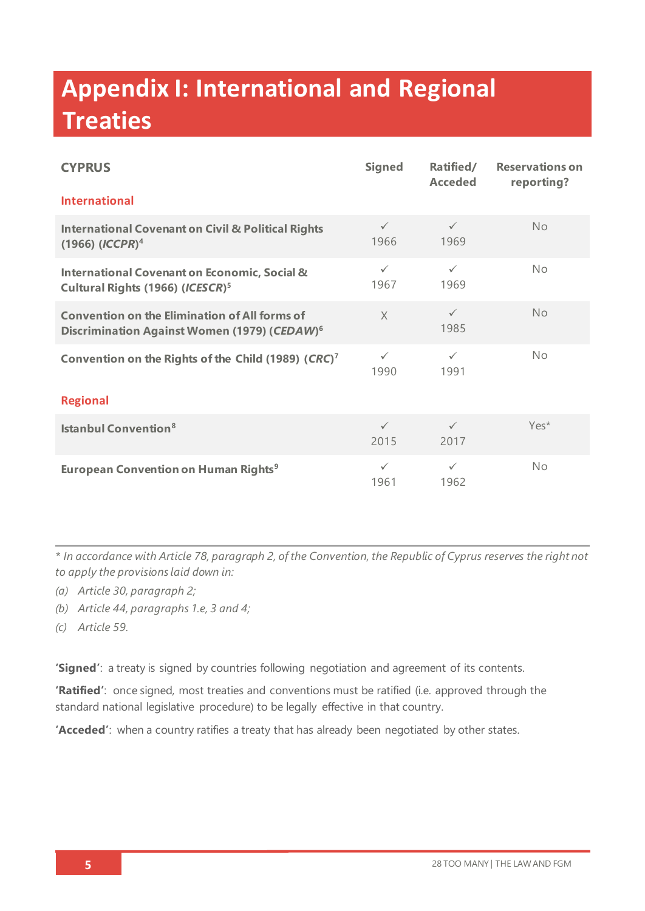# Appendix I: International and Regional Treaties

| CYPRUS | Signed | Ratified/ Acceded | Reservations on reporting? |
|---|---|---|---|
| **International** | | | |
| **International Covenant on Civil & Political Rights (1966) (*ICCPR*)**[4] | ✓ 1966 | ✓ 1969 | No |
| **International Covenant on Economic, Social & Cultural Rights (1966) (*ICESCR*)**[5] | ✓ 1967 | ✓ 1969 | No |
| **Convention on the Elimination of All forms of Discrimination Against Women (1979) (*CEDAW*)**[6] | X | ✓ 1985 | No |
| **Convention on the Rights of the Child (1989) (*CRC*)**[7] | ✓ 1990 | ✓ 1991 | No |
| **Regional** | | | |
| **Istanbul Convention**[8] | ✓ 2015 | ✓ 2017 | Yes* |
| **European Convention on Human Rights**[9] | ✓ 1961 | ✓ 1962 | No |

*\* In accordance with Article 78, paragraph 2, of the Convention, the Republic of Cyprus reserves the right not to apply the provisions laid down in:*

*(a) Article 30, paragraph 2;*

*(b) Article 44, paragraphs 1.e, 3 and 4;*

*(c) Article 59.*

**'Signed'**: a treaty is signed by countries following negotiation and agreement of its contents.

**'Ratified'**: once signed, most treaties and conventions must be ratified (i.e. approved through the standard national legislative procedure) to be legally effective in that country.

**'Acceded'**: when a country ratifies a treaty that has already been negotiated by other states.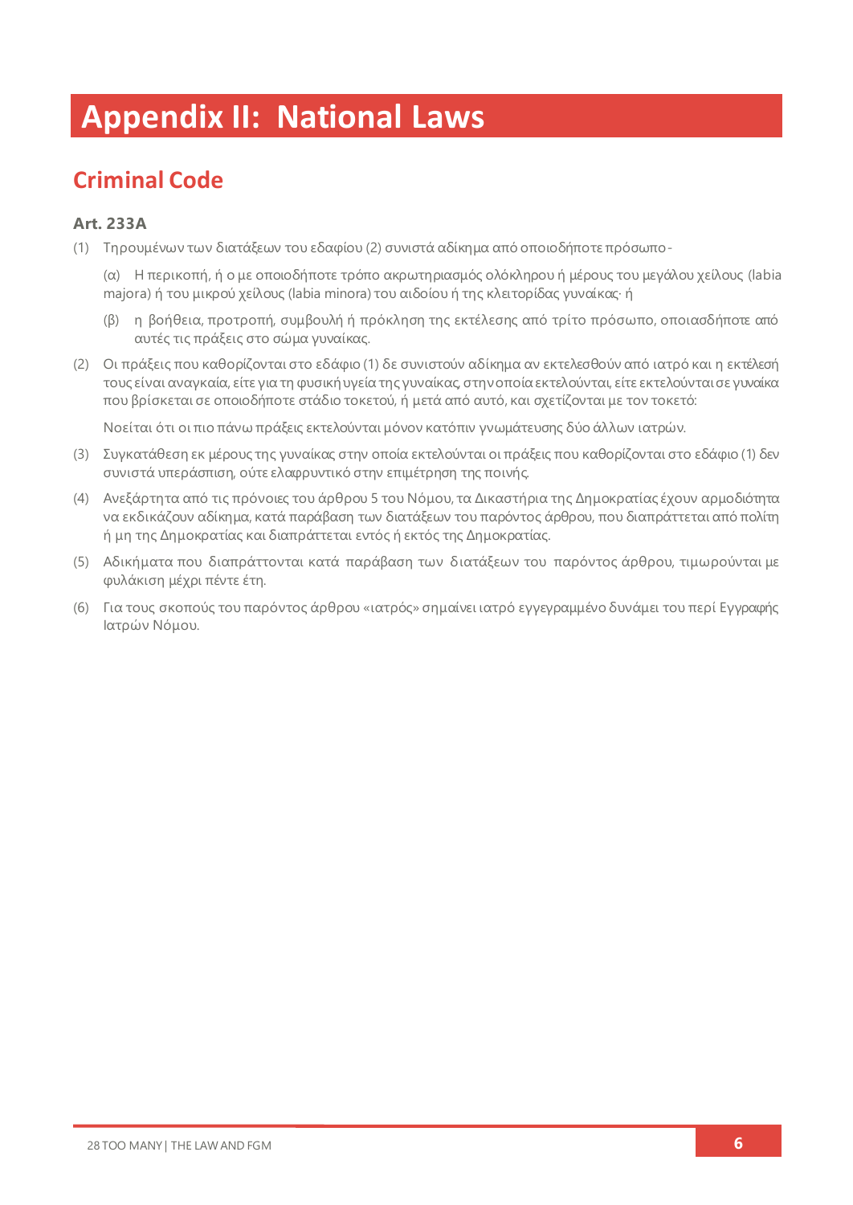# Appendix II: National Laws

## Criminal Code

### Art. 233A

(1) Τηρουμένων των διατάξεων του εδαφίου (2) συνιστά αδίκημα από οποιοδήποτε πρόσωπο-

(α) Η περικοπή, ή ο με οποιοδήποτε τρόπο ακρωτηριασμός ολόκληρου ή μέρους του μεγάλου χείλους (labia majora) ή του μικρού χείλους (labia minora) του αιδοίου ή της κλειτορίδας γυναίκας· ή

(β) η βοήθεια, προτροπή, συμβουλή ή πρόκληση της εκτέλεσης από τρίτο πρόσωπο, οποιασδήποτε από αυτές τις πράξεις στο σώμα γυναίκας.

(2) Οι πράξεις που καθορίζονται στο εδάφιο (1) δε συνιστούν αδίκημα αν εκτελεσθούν από ιατρό και η εκτέλεσή τους είναι αναγκαία, είτε για τη φυσική υγεία της γυναίκας, στην οποία εκτελούνται, είτε εκτελούνται σε γυναίκα που βρίσκεται σε οποιοδήποτε στάδιο τοκετού, ή μετά από αυτό, και σχετίζονται με τον τοκετό:

Νοείται ότι οι πιο πάνω πράξεις εκτελούνται μόνον κατόπιν γνωμάτευσης δύο άλλων ιατρών.

(3) Συγκατάθεση εκ μέρους της γυναίκας στην οποία εκτελούνται οι πράξεις που καθορίζονται στο εδάφιο (1) δεν συνιστά υπεράσπιση, ούτε ελαφρυντικό στην επιμέτρηση της ποινής.

(4) Ανεξάρτητα από τις πρόνοιες του άρθρου 5 του Νόμου, τα Δικαστήρια της Δημοκρατίας έχουν αρμοδιότητα να εκδικάζουν αδίκημα, κατά παράβαση των διατάξεων του παρόντος άρθρου, που διαπράττεται από πολίτη ή μη της Δημοκρατίας και διαπράττεται εντός ή εκτός της Δημοκρατίας.

(5) Αδικήματα που διαπράττονται κατά παράβαση των διατάξεων του παρόντος άρθρου, τιμωρούνται με φυλάκιση μέχρι πέντε έτη.

(6) Για τους σκοπούς του παρόντος άρθρου «ιατρός» σημαίνει ιατρό εγγεγραμμένο δυνάμει του περί Εγγραφής Ιατρών Νόμου.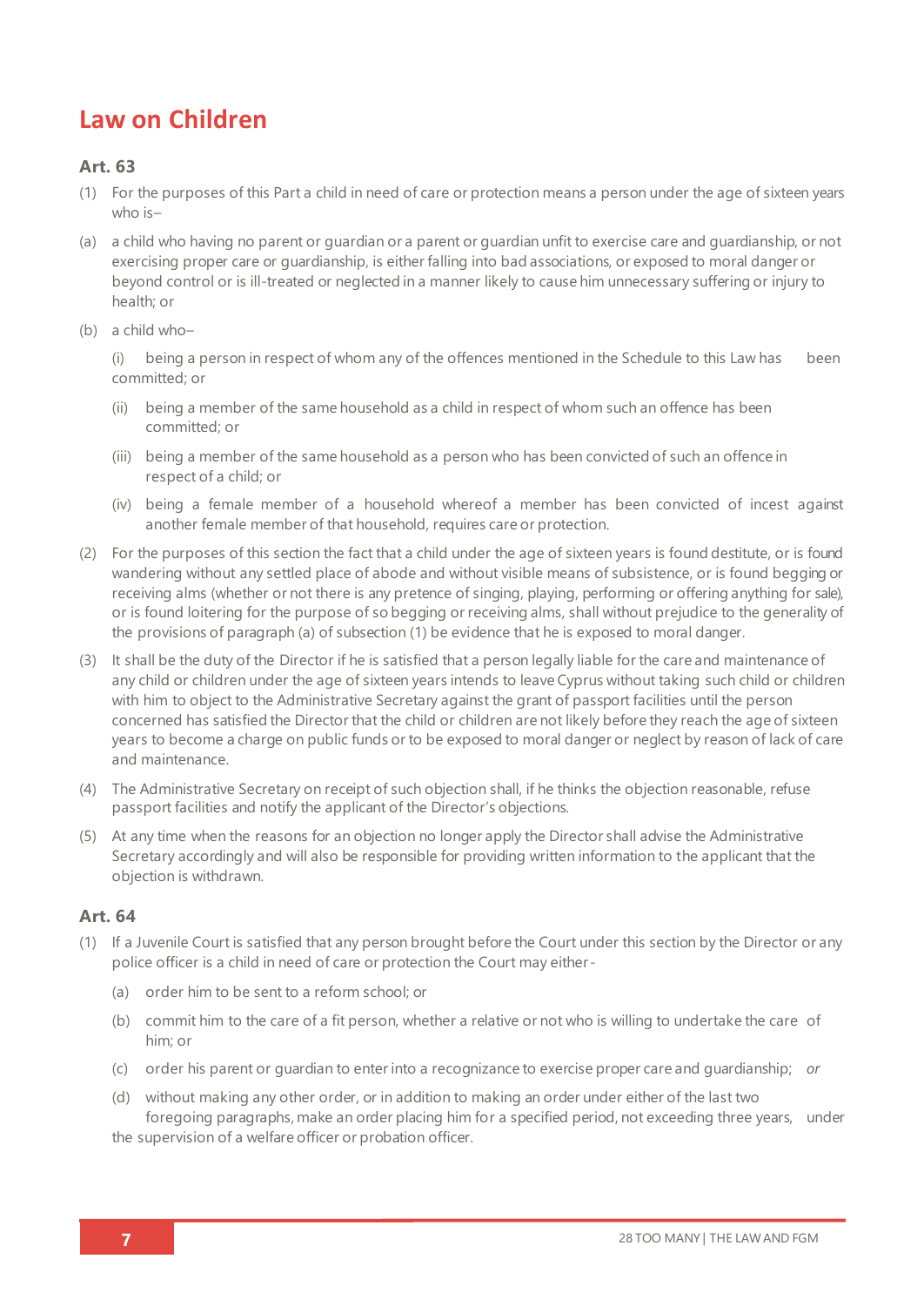# Law on Children

## Art. 63

(1) For the purposes of this Part a child in need of care or protection means a person under the age of sixteen years who is–

(a) a child who having no parent or guardian or a parent or guardian unfit to exercise care and guardianship, or not exercising proper care or guardianship, is either falling into bad associations, or exposed to moral danger or beyond control or is ill-treated or neglected in a manner likely to cause him unnecessary suffering or injury to health; or

(b) a child who–

- (i) being a person in respect of whom any of the offences mentioned in the Schedule to this Law has been committed; or
- (ii) being a member of the same household as a child in respect of whom such an offence has been committed; or
- (iii) being a member of the same household as a person who has been convicted of such an offence in respect of a child; or
- (iv) being a female member of a household whereof a member has been convicted of incest against another female member of that household, requires care or protection.

(2) For the purposes of this section the fact that a child under the age of sixteen years is found destitute, or is found wandering without any settled place of abode and without visible means of subsistence, or is found begging or receiving alms (whether or not there is any pretence of singing, playing, performing or offering anything for sale), or is found loitering for the purpose of so begging or receiving alms, shall without prejudice to the generality of the provisions of paragraph (a) of subsection (1) be evidence that he is exposed to moral danger.

(3) It shall be the duty of the Director if he is satisfied that a person legally liable for the care and maintenance of any child or children under the age of sixteen years intends to leave Cyprus without taking such child or children with him to object to the Administrative Secretary against the grant of passport facilities until the person concerned has satisfied the Director that the child or children are not likely before they reach the age of sixteen years to become a charge on public funds or to be exposed to moral danger or neglect by reason of lack of care and maintenance.

(4) The Administrative Secretary on receipt of such objection shall, if he thinks the objection reasonable, refuse passport facilities and notify the applicant of the Director's objections.

(5) At any time when the reasons for an objection no longer apply the Director shall advise the Administrative Secretary accordingly and will also be responsible for providing written information to the applicant that the objection is withdrawn.

## Art. 64

(1) If a Juvenile Court is satisfied that any person brought before the Court under this section by the Director or any police officer is a child in need of care or protection the Court may either-

- (a) order him to be sent to a reform school; or
- (b) commit him to the care of a fit person, whether a relative or not who is willing to undertake the care of him; or
- (c) order his parent or guardian to enter into a recognizance to exercise proper care and guardianship; *or*
- (d) without making any other order, or in addition to making an order under either of the last two foregoing paragraphs, make an order placing him for a specified period, not exceeding three years, under the supervision of a welfare officer or probation officer.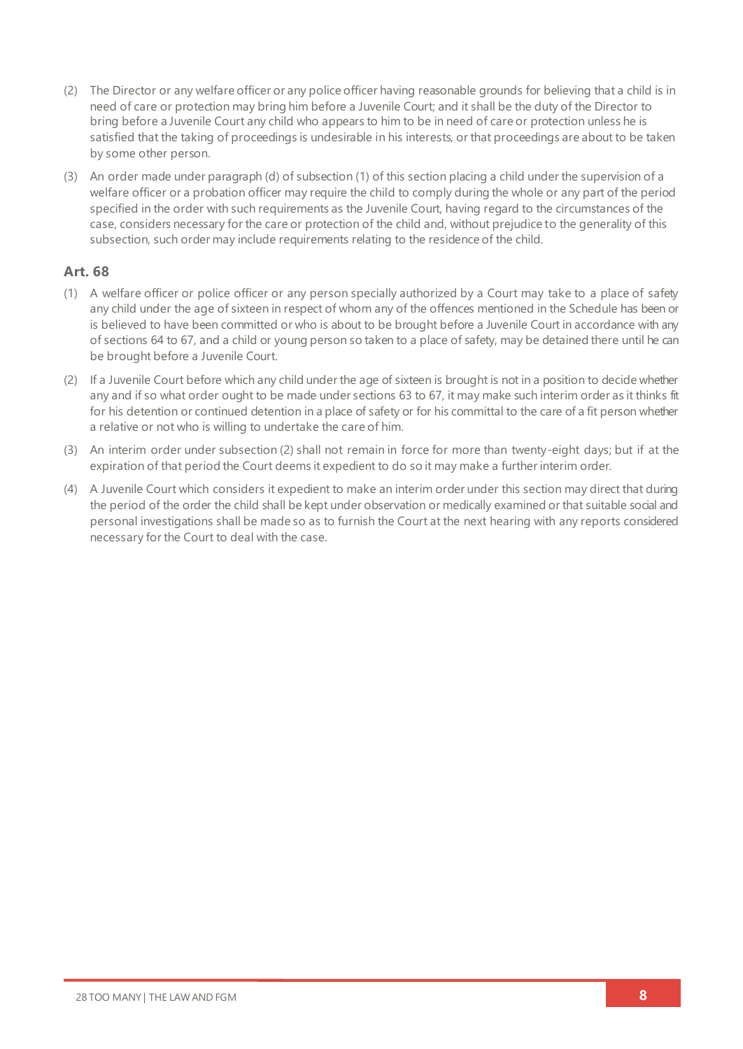(2) The Director or any welfare officer or any police officer having reasonable grounds for believing that a child is in need of care or protection may bring him before a Juvenile Court; and it shall be the duty of the Director to bring before a Juvenile Court any child who appears to him to be in need of care or protection unless he is satisfied that the taking of proceedings is undesirable in his interests, or that proceedings are about to be taken by some other person.

(3) An order made under paragraph (d) of subsection (1) of this section placing a child under the supervision of a welfare officer or a probation officer may require the child to comply during the whole or any part of the period specified in the order with such requirements as the Juvenile Court, having regard to the circumstances of the case, considers necessary for the care or protection of the child and, without prejudice to the generality of this subsection, such order may include requirements relating to the residence of the child.

### Art. 68

(1) A welfare officer or police officer or any person specially authorized by a Court may take to a place of safety any child under the age of sixteen in respect of whom any of the offences mentioned in the Schedule has been or is believed to have been committed or who is about to be brought before a Juvenile Court in accordance with any of sections 64 to 67, and a child or young person so taken to a place of safety, may be detained there until he can be brought before a Juvenile Court.

(2) If a Juvenile Court before which any child under the age of sixteen is brought is not in a position to decide whether any and if so what order ought to be made under sections 63 to 67, it may make such interim order as it thinks fit for his detention or continued detention in a place of safety or for his committal to the care of a fit person whether a relative or not who is willing to undertake the care of him.

(3) An interim order under subsection (2) shall not remain in force for more than twenty-eight days; but if at the expiration of that period the Court deems it expedient to do so it may make a further interim order.

(4) A Juvenile Court which considers it expedient to make an interim order under this section may direct that during the period of the order the child shall be kept under observation or medically examined or that suitable social and personal investigations shall be made so as to furnish the Court at the next hearing with any reports considered necessary for the Court to deal with the case.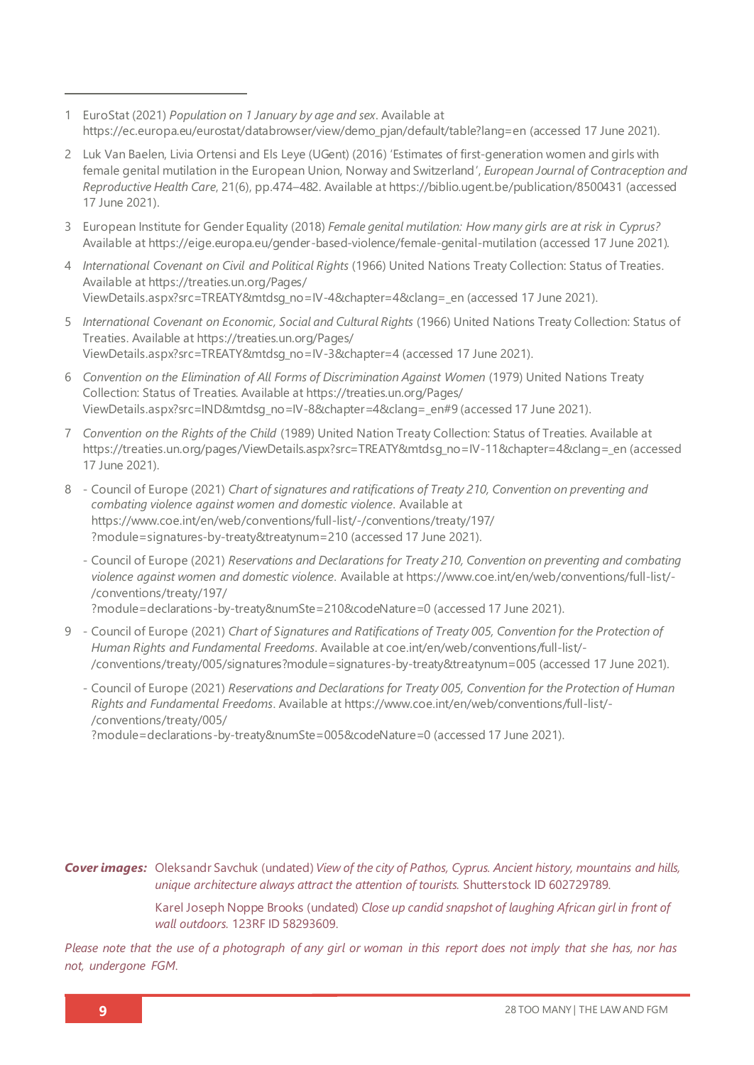1 EuroStat (2021) *Population on 1 January by age and sex*. Available at https://ec.europa.eu/eurostat/databrowser/view/demo_pjan/default/table?lang=en (accessed 17 June 2021).

2 Luk Van Baelen, Livia Ortensi and Els Leye (UGent) (2016) 'Estimates of first-generation women and girls with female genital mutilation in the European Union, Norway and Switzerland', *European Journal of Contraception and Reproductive Health Care*, 21(6), pp.474–482. Available at https://biblio.ugent.be/publication/8500431 (accessed 17 June 2021).

3 European Institute for Gender Equality (2018) *Female genital mutilation: How many girls are at risk in Cyprus?* Available at https://eige.europa.eu/gender-based-violence/female-genital-mutilation (accessed 17 June 2021).

4 *International Covenant on Civil and Political Rights* (1966) United Nations Treaty Collection: Status of Treaties. Available at https://treaties.un.org/Pages/ViewDetails.aspx?src=TREATY&mtdsg_no=IV-4&chapter=4&clang=_en (accessed 17 June 2021).

5 *International Covenant on Economic, Social and Cultural Rights* (1966) United Nations Treaty Collection: Status of Treaties. Available at https://treaties.un.org/Pages/ViewDetails.aspx?src=TREATY&mtdsg_no=IV-3&chapter=4 (accessed 17 June 2021).

6 *Convention on the Elimination of All Forms of Discrimination Against Women* (1979) United Nations Treaty Collection: Status of Treaties. Available at https://treaties.un.org/Pages/ViewDetails.aspx?src=IND&mtdsg_no=IV-8&chapter=4&clang=_en#9 (accessed 17 June 2021).

7 *Convention on the Rights of the Child* (1989) United Nation Treaty Collection: Status of Treaties. Available at https://treaties.un.org/pages/ViewDetails.aspx?src=TREATY&mtdsg_no=IV-11&chapter=4&clang=_en (accessed 17 June 2021).

8 - Council of Europe (2021) *Chart of signatures and ratifications of Treaty 210, Convention on preventing and combating violence against women and domestic violence*. Available at https://www.coe.int/en/web/conventions/full-list/-/conventions/treaty/197/?module=signatures-by-treaty&treatynum=210 (accessed 17 June 2021).

  - Council of Europe (2021) *Reservations and Declarations for Treaty 210, Convention on preventing and combating violence against women and domestic violence*. Available at https://www.coe.int/en/web/conventions/full-list/-/conventions/treaty/197/?module=declarations-by-treaty&numSte=210&codeNature=0 (accessed 17 June 2021).

9 - Council of Europe (2021) *Chart of Signatures and Ratifications of Treaty 005, Convention for the Protection of Human Rights and Fundamental Freedoms*. Available at coe.int/en/web/conventions/full-list/-/conventions/treaty/005/signatures?module=signatures-by-treaty&treatynum=005 (accessed 17 June 2021).

  - Council of Europe (2021) *Reservations and Declarations for Treaty 005, Convention for the Protection of Human Rights and Fundamental Freedoms*. Available at https://www.coe.int/en/web/conventions/full-list/-/conventions/treaty/005/?module=declarations-by-treaty&numSte=005&codeNature=0 (accessed 17 June 2021).

***Cover images:*** Oleksandr Savchuk (undated) *View of the city of Pathos, Cyprus. Ancient history, mountains and hills, unique architecture always attract the attention of tourists.* Shutterstock ID 602729789.

Karel Joseph Noppe Brooks (undated) *Close up candid snapshot of laughing African girl in front of wall outdoors.* 123RF ID 58293609.

*Please note that the use of a photograph of any girl or woman in this report does not imply that she has, nor has not, undergone FGM.*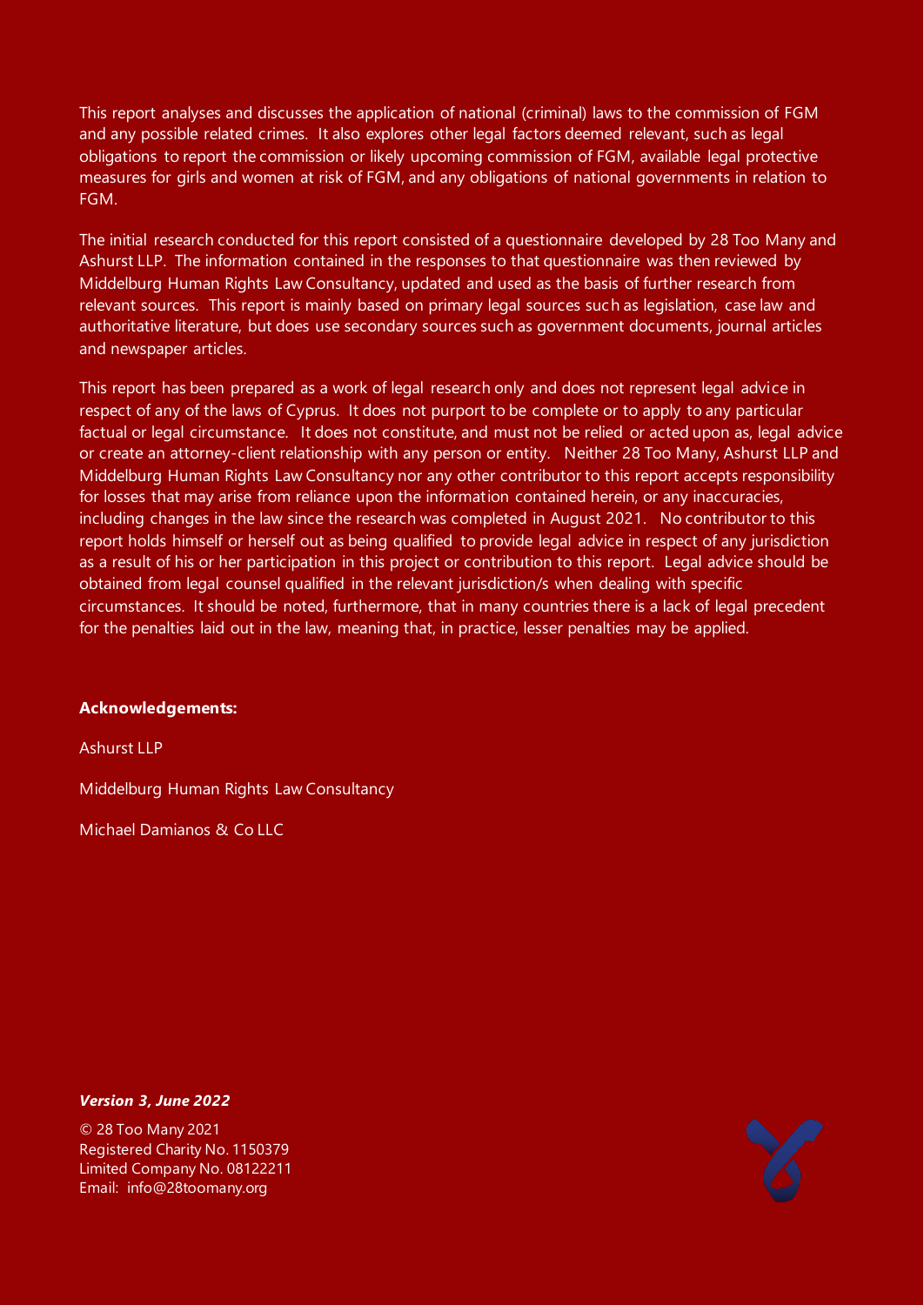This report analyses and discusses the application of national (criminal) laws to the commission of FGM and any possible related crimes. It also explores other legal factors deemed relevant, such as legal obligations to report the commission or likely upcoming commission of FGM, available legal protective measures for girls and women at risk of FGM, and any obligations of national governments in relation to FGM.

The initial research conducted for this report consisted of a questionnaire developed by 28 Too Many and Ashurst LLP. The information contained in the responses to that questionnaire was then reviewed by Middelburg Human Rights Law Consultancy, updated and used as the basis of further research from relevant sources. This report is mainly based on primary legal sources such as legislation, case law and authoritative literature, but does use secondary sources such as government documents, journal articles and newspaper articles.

This report has been prepared as a work of legal research only and does not represent legal advice in respect of any of the laws of Cyprus. It does not purport to be complete or to apply to any particular factual or legal circumstance. It does not constitute, and must not be relied or acted upon as, legal advice or create an attorney-client relationship with any person or entity. Neither 28 Too Many, Ashurst LLP and Middelburg Human Rights Law Consultancy nor any other contributor to this report accepts responsibility for losses that may arise from reliance upon the information contained herein, or any inaccuracies, including changes in the law since the research was completed in August 2021. No contributor to this report holds himself or herself out as being qualified to provide legal advice in respect of any jurisdiction as a result of his or her participation in this project or contribution to this report. Legal advice should be obtained from legal counsel qualified in the relevant jurisdiction/s when dealing with specific circumstances. It should be noted, furthermore, that in many countries there is a lack of legal precedent for the penalties laid out in the law, meaning that, in practice, lesser penalties may be applied.

**Acknowledgements:**

Ashurst LLP

Middelburg Human Rights Law Consultancy

Michael Damianos & Co LLC

***Version 3, June 2022***

© 28 Too Many 2021
Registered Charity No. 1150379
Limited Company No. 08122211
Email: info@28toomany.org